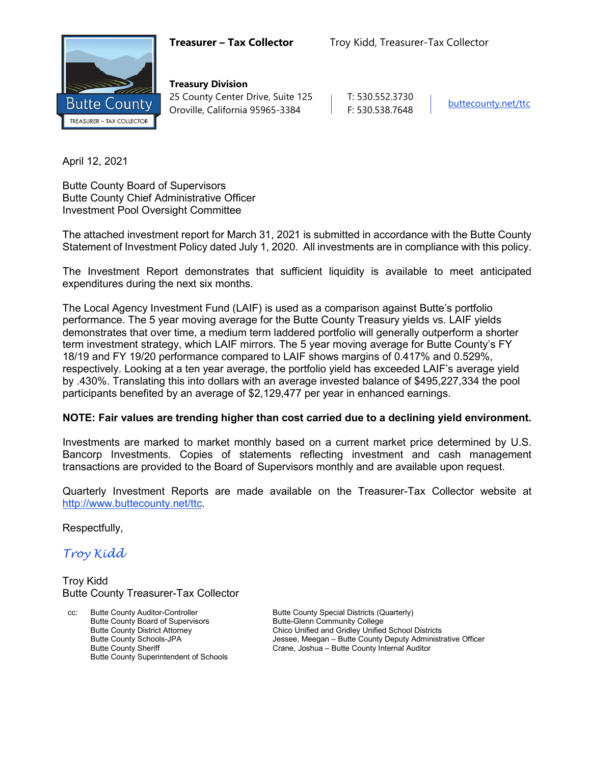**Treasurer – Tax Collector** Troy Kidd, Treasurer-Tax Collector

**Treasury Division**
25 County Center Drive, Suite 125
Oroville, California 95965-3384

T: 530.552.3730
F: 530.538.7648

buttecounty.net/ttc

April 12, 2021

Butte County Board of Supervisors
Butte County Chief Administrative Officer
Investment Pool Oversight Committee

The attached investment report for March 31, 2021 is submitted in accordance with the Butte County Statement of Investment Policy dated July 1, 2020. All investments are in compliance with this policy.

The Investment Report demonstrates that sufficient liquidity is available to meet anticipated expenditures during the next six months.

The Local Agency Investment Fund (LAIF) is used as a comparison against Butte's portfolio performance. The 5 year moving average for the Butte County Treasury yields vs. LAIF yields demonstrates that over time, a medium term laddered portfolio will generally outperform a shorter term investment strategy, which LAIF mirrors. The 5 year moving average for Butte County's FY 18/19 and FY 19/20 performance compared to LAIF shows margins of 0.417% and 0.529%, respectively. Looking at a ten year average, the portfolio yield has exceeded LAIF's average yield by .430%. Translating this into dollars with an average invested balance of $495,227,334 the pool participants benefited by an average of $2,129,477 per year in enhanced earnings.

**NOTE: Fair values are trending higher than cost carried due to a declining yield environment.**

Investments are marked to market monthly based on a current market price determined by U.S. Bancorp Investments. Copies of statements reflecting investment and cash management transactions are provided to the Board of Supervisors monthly and are available upon request.

Quarterly Investment Reports are made available on the Treasurer-Tax Collector website at http://www.buttecounty.net/ttc.

Respectfully,

*Troy Kidd*

Troy Kidd
Butte County Treasurer-Tax Collector

cc: Butte County Auditor-Controller
Butte County Board of Supervisors
Butte County District Attorney
Butte County Schools-JPA
Butte County Sheriff
Butte County Superintendent of Schools
Butte County Special Districts (Quarterly)
Butte-Glenn Community College
Chico Unified and Gridley Unified School Districts
Jessee, Meegan – Butte County Deputy Administrative Officer
Crane, Joshua – Butte County Internal Auditor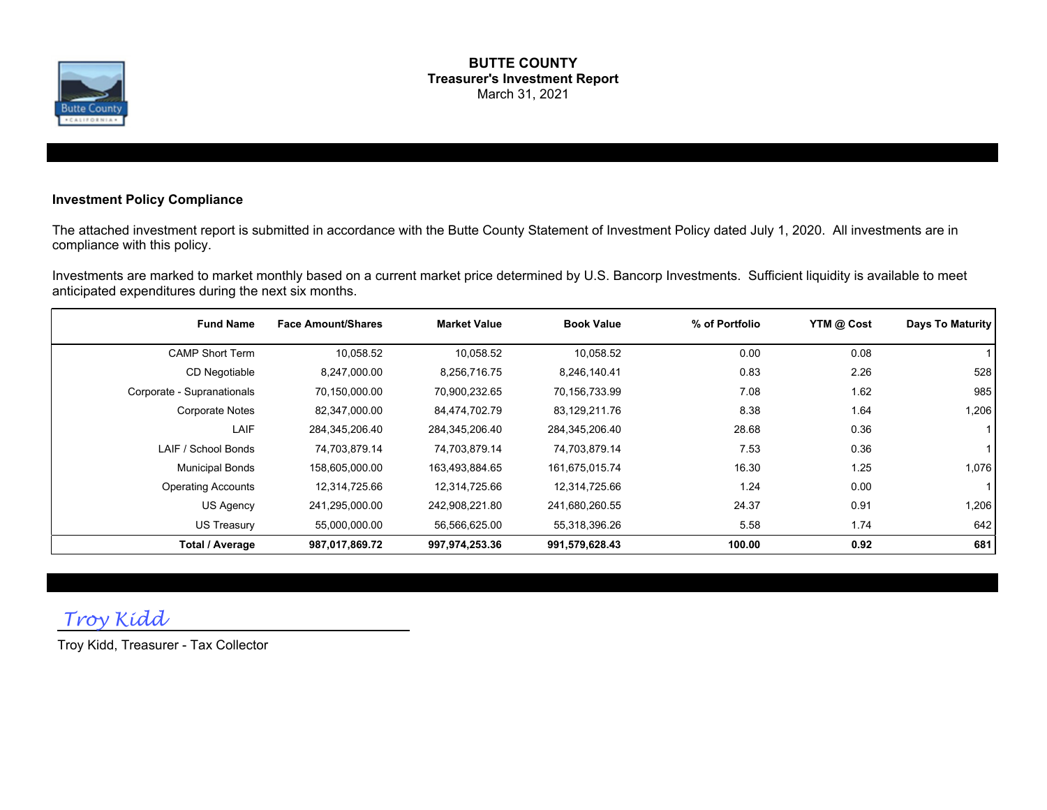# BUTTE COUNTY
## Treasurer's Investment Report
March 31, 2021

### Investment Policy Compliance

The attached investment report is submitted in accordance with the Butte County Statement of Investment Policy dated July 1, 2020. All investments are in compliance with this policy.

Investments are marked to market monthly based on a current market price determined by U.S. Bancorp Investments. Sufficient liquidity is available to meet anticipated expenditures during the next six months.

| Fund Name | Face Amount/Shares | Market Value | Book Value | % of Portfolio | YTM @ Cost | Days To Maturity |
|---|---|---|---|---|---|---|
| CAMP Short Term | 10,058.52 | 10,058.52 | 10,058.52 | 0.00 | 0.08 | 1 |
| CD Negotiable | 8,247,000.00 | 8,256,716.75 | 8,246,140.41 | 0.83 | 2.26 | 528 |
| Corporate - Supranationals | 70,150,000.00 | 70,900,232.65 | 70,156,733.99 | 7.08 | 1.62 | 985 |
| Corporate Notes | 82,347,000.00 | 84,474,702.79 | 83,129,211.76 | 8.38 | 1.64 | 1,206 |
| LAIF | 284,345,206.40 | 284,345,206.40 | 284,345,206.40 | 28.68 | 0.36 | 1 |
| LAIF / School Bonds | 74,703,879.14 | 74,703,879.14 | 74,703,879.14 | 7.53 | 0.36 | 1 |
| Municipal Bonds | 158,605,000.00 | 163,493,884.65 | 161,675,015.74 | 16.30 | 1.25 | 1,076 |
| Operating Accounts | 12,314,725.66 | 12,314,725.66 | 12,314,725.66 | 1.24 | 0.00 | 1 |
| US Agency | 241,295,000.00 | 242,908,221.80 | 241,680,260.55 | 24.37 | 0.91 | 1,206 |
| US Treasury | 55,000,000.00 | 56,566,625.00 | 55,318,396.26 | 5.58 | 1.74 | 642 |
| **Total / Average** | **987,017,869.72** | **997,974,253.36** | **991,579,628.43** | **100.00** | **0.92** | **681** |

*Troy Kidd*

Troy Kidd, Treasurer - Tax Collector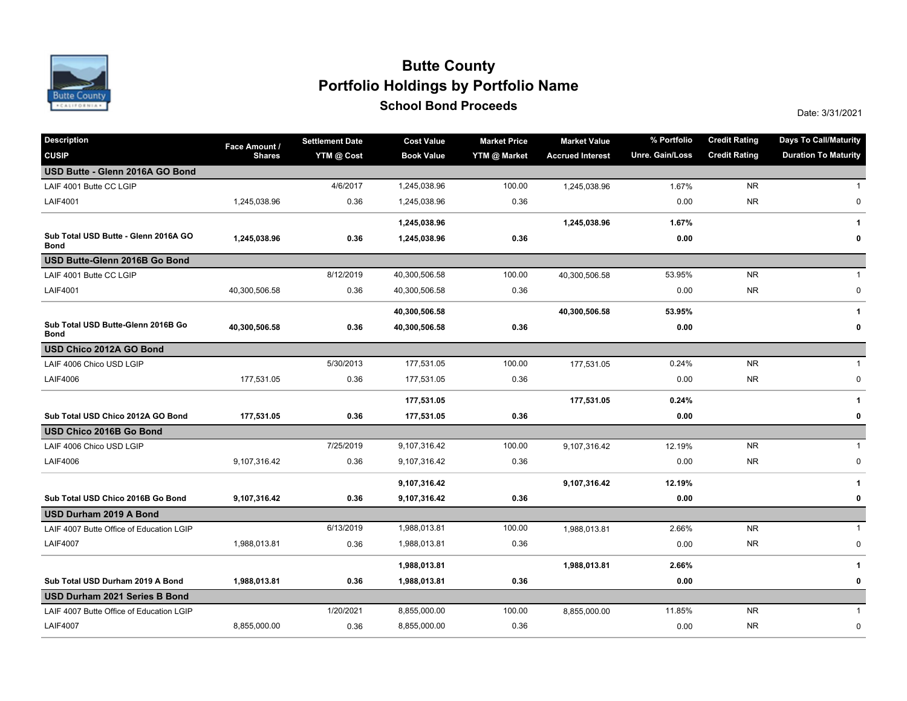# Butte County
## Portfolio Holdings by Portfolio Name
### School Bond Proceeds

Date: 3/31/2021

| Description / CUSIP | Face Amount / Shares | Settlement Date / YTM @ Cost | Cost Value / Book Value | Market Price / YTM @ Market | Market Value / Accrued Interest | % Portfolio / Unre. Gain/Loss | Credit Rating / Credit Rating | Days To Call/Maturity / Duration To Maturity |
|---|---|---|---|---|---|---|---|---|
| **USD Butte - Glenn 2016A GO Bond** | | | | | | | | |
| LAIF 4001 Butte CC LGIP | | 4/6/2017 | 1,245,038.96 | 100.00 | 1,245,038.96 | 1.67% | NR | 1 |
| LAIF4001 | 1,245,038.96 | 0.36 | 1,245,038.96 | 0.36 | | 0.00 | NR | 0 |
| | | | **1,245,038.96** | | **1,245,038.96** | **1.67%** | | **1** |
| **Sub Total USD Butte - Glenn 2016A GO Bond** | **1,245,038.96** | **0.36** | **1,245,038.96** | **0.36** | | **0.00** | | **0** |
| **USD Butte-Glenn 2016B Go Bond** | | | | | | | | |
| LAIF 4001 Butte CC LGIP | | 8/12/2019 | 40,300,506.58 | 100.00 | 40,300,506.58 | 53.95% | NR | 1 |
| LAIF4001 | 40,300,506.58 | 0.36 | 40,300,506.58 | 0.36 | | 0.00 | NR | 0 |
| | | | **40,300,506.58** | | **40,300,506.58** | **53.95%** | | **1** |
| **Sub Total USD Butte-Glenn 2016B Go Bond** | **40,300,506.58** | **0.36** | **40,300,506.58** | **0.36** | | **0.00** | | **0** |
| **USD Chico 2012A GO Bond** | | | | | | | | |
| LAIF 4006 Chico USD LGIP | | 5/30/2013 | 177,531.05 | 100.00 | 177,531.05 | 0.24% | NR | 1 |
| LAIF4006 | 177,531.05 | 0.36 | 177,531.05 | 0.36 | | 0.00 | NR | 0 |
| | | | **177,531.05** | | **177,531.05** | **0.24%** | | **1** |
| **Sub Total USD Chico 2012A GO Bond** | **177,531.05** | **0.36** | **177,531.05** | **0.36** | | **0.00** | | **0** |
| **USD Chico 2016B Go Bond** | | | | | | | | |
| LAIF 4006 Chico USD LGIP | | 7/25/2019 | 9,107,316.42 | 100.00 | 9,107,316.42 | 12.19% | NR | 1 |
| LAIF4006 | 9,107,316.42 | 0.36 | 9,107,316.42 | 0.36 | | 0.00 | NR | 0 |
| | | | **9,107,316.42** | | **9,107,316.42** | **12.19%** | | **1** |
| **Sub Total USD Chico 2016B Go Bond** | **9,107,316.42** | **0.36** | **9,107,316.42** | **0.36** | | **0.00** | | **0** |
| **USD Durham 2019 A Bond** | | | | | | | | |
| LAIF 4007 Butte Office of Education LGIP | | 6/13/2019 | 1,988,013.81 | 100.00 | 1,988,013.81 | 2.66% | NR | 1 |
| LAIF4007 | 1,988,013.81 | 0.36 | 1,988,013.81 | 0.36 | | 0.00 | NR | 0 |
| | | | **1,988,013.81** | | **1,988,013.81** | **2.66%** | | **1** |
| **Sub Total USD Durham 2019 A Bond** | **1,988,013.81** | **0.36** | **1,988,013.81** | **0.36** | | **0.00** | | **0** |
| **USD Durham 2021 Series B Bond** | | | | | | | | |
| LAIF 4007 Butte Office of Education LGIP | | 1/20/2021 | 8,855,000.00 | 100.00 | 8,855,000.00 | 11.85% | NR | 1 |
| LAIF4007 | 8,855,000.00 | 0.36 | 8,855,000.00 | 0.36 | | 0.00 | NR | 0 |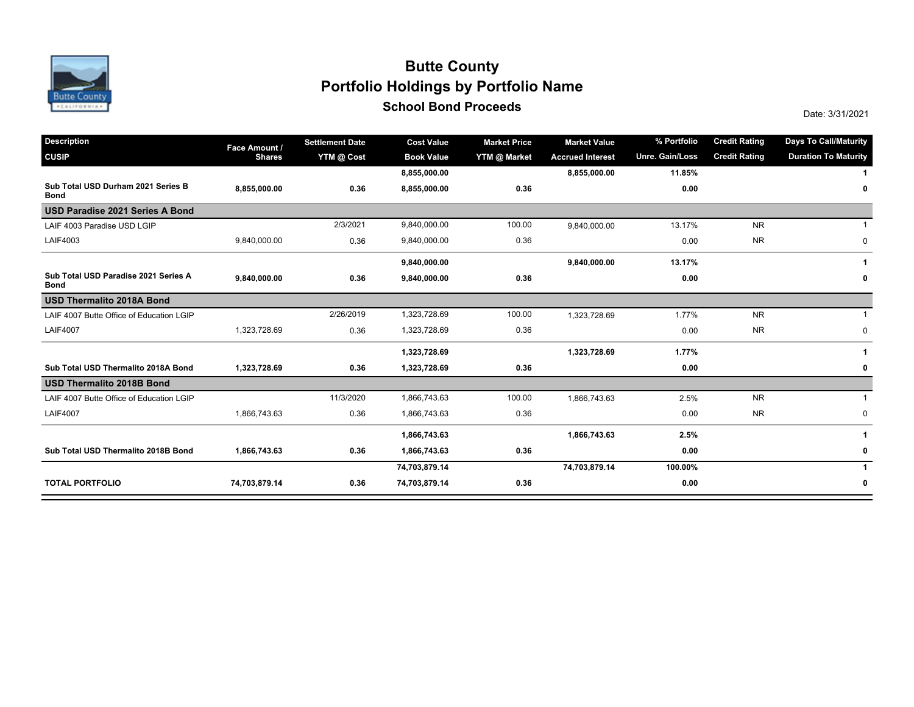# Butte County

## Portfolio Holdings by Portfolio Name

### School Bond Proceeds

Date: 3/31/2021

| Description<br>CUSIP | Face Amount /<br>Shares | Settlement Date<br>YTM @ Cost | Cost Value<br>Book Value | Market Price<br>YTM @ Market | Market Value<br>Accrued Interest | % Portfolio<br>Unre. Gain/Loss | Credit Rating<br>Credit Rating | Days To Call/Maturity<br>Duration To Maturity |
|---|---|---|---|---|---|---|---|---|
| | | | **8,855,000.00** | | **8,855,000.00** | **11.85%** | | **1** |
| **Sub Total USD Durham 2021 Series B Bond** | **8,855,000.00** | **0.36** | **8,855,000.00** | **0.36** | | **0.00** | | **0** |
| **USD Paradise 2021 Series A Bond** | | | | | | | | |
| LAIF 4003 Paradise USD LGIP | | 2/3/2021 | 9,840,000.00 | 100.00 | 9,840,000.00 | 13.17% | NR | 1 |
| LAIF4003 | 9,840,000.00 | 0.36 | 9,840,000.00 | 0.36 | | 0.00 | NR | 0 |
| | | | **9,840,000.00** | | **9,840,000.00** | **13.17%** | | **1** |
| **Sub Total USD Paradise 2021 Series A Bond** | **9,840,000.00** | **0.36** | **9,840,000.00** | **0.36** | | **0.00** | | **0** |
| **USD Thermalito 2018A Bond** | | | | | | | | |
| LAIF 4007 Butte Office of Education LGIP | | 2/26/2019 | 1,323,728.69 | 100.00 | 1,323,728.69 | 1.77% | NR | 1 |
| LAIF4007 | 1,323,728.69 | 0.36 | 1,323,728.69 | 0.36 | | 0.00 | NR | 0 |
| | | | **1,323,728.69** | | **1,323,728.69** | **1.77%** | | **1** |
| **Sub Total USD Thermalito 2018A Bond** | **1,323,728.69** | **0.36** | **1,323,728.69** | **0.36** | | **0.00** | | **0** |
| **USD Thermalito 2018B Bond** | | | | | | | | |
| LAIF 4007 Butte Office of Education LGIP | | 11/3/2020 | 1,866,743.63 | 100.00 | 1,866,743.63 | 2.5% | NR | 1 |
| LAIF4007 | 1,866,743.63 | 0.36 | 1,866,743.63 | 0.36 | | 0.00 | NR | 0 |
| | | | **1,866,743.63** | | **1,866,743.63** | **2.5%** | | **1** |
| **Sub Total USD Thermalito 2018B Bond** | **1,866,743.63** | **0.36** | **1,866,743.63** | **0.36** | | **0.00** | | **0** |
| | | | **74,703,879.14** | | **74,703,879.14** | **100.00%** | | **1** |
| **TOTAL PORTFOLIO** | **74,703,879.14** | **0.36** | **74,703,879.14** | **0.36** | | **0.00** | | **0** |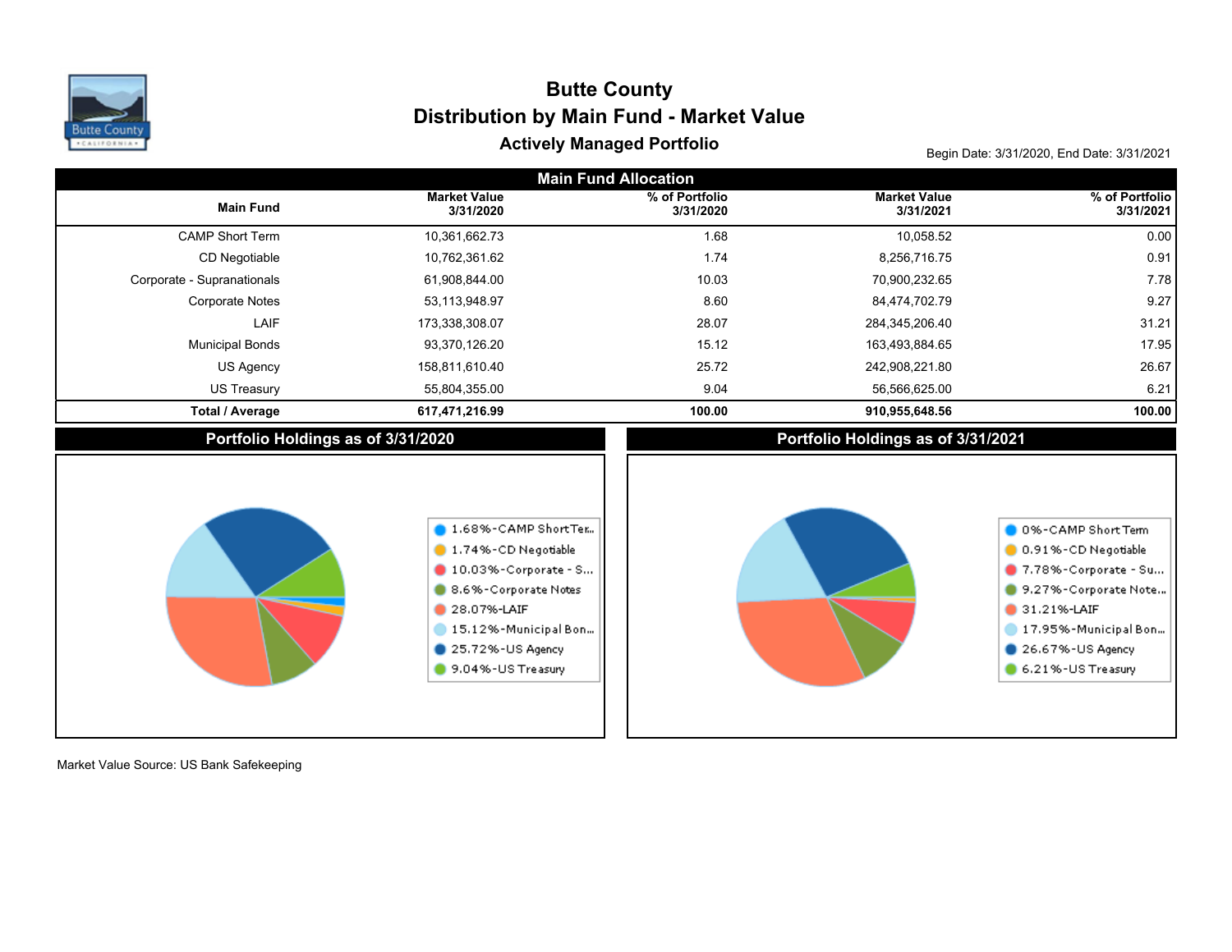# Butte County

## Distribution by Main Fund - Market Value

### Actively Managed Portfolio

Begin Date: 3/31/2020, End Date: 3/31/2021

**Main Fund Allocation**

| Main Fund | Market Value 3/31/2020 | % of Portfolio 3/31/2020 | Market Value 3/31/2021 | % of Portfolio 3/31/2021 |
|---|---|---|---|---|
| CAMP Short Term | 10,361,662.73 | 1.68 | 10,058.52 | 0.00 |
| CD Negotiable | 10,762,361.62 | 1.74 | 8,256,716.75 | 0.91 |
| Corporate - Supranationals | 61,908,844.00 | 10.03 | 70,900,232.65 | 7.78 |
| Corporate Notes | 53,113,948.97 | 8.60 | 84,474,702.79 | 9.27 |
| LAIF | 173,338,308.07 | 28.07 | 284,345,206.40 | 31.21 |
| Municipal Bonds | 93,370,126.20 | 15.12 | 163,493,884.65 | 17.95 |
| US Agency | 158,811,610.40 | 25.72 | 242,908,221.80 | 26.67 |
| US Treasury | 55,804,355.00 | 9.04 | 56,566,625.00 | 6.21 |
| **Total / Average** | **617,471,216.99** | **100.00** | **910,955,648.56** | **100.00** |

**Portfolio Holdings as of 3/31/2020**

- 1.68%-CAMP Short Ter...
- 1.74%-CD Negotiable
- 10.03%-Corporate - S...
- 8.6%-Corporate Notes
- 28.07%-LAIF
- 15.12%-Municipal Bon...
- 25.72%-US Agency
- 9.04%-US Treasury

**Portfolio Holdings as of 3/31/2021**

- 0%-CAMP Short Term
- 0.91%-CD Negotiable
- 7.78%-Corporate - Su...
- 9.27%-Corporate Note...
- 31.21%-LAIF
- 17.95%-Municipal Bon...
- 26.67%-US Agency
- 6.21%-US Treasury

Market Value Source: US Bank Safekeeping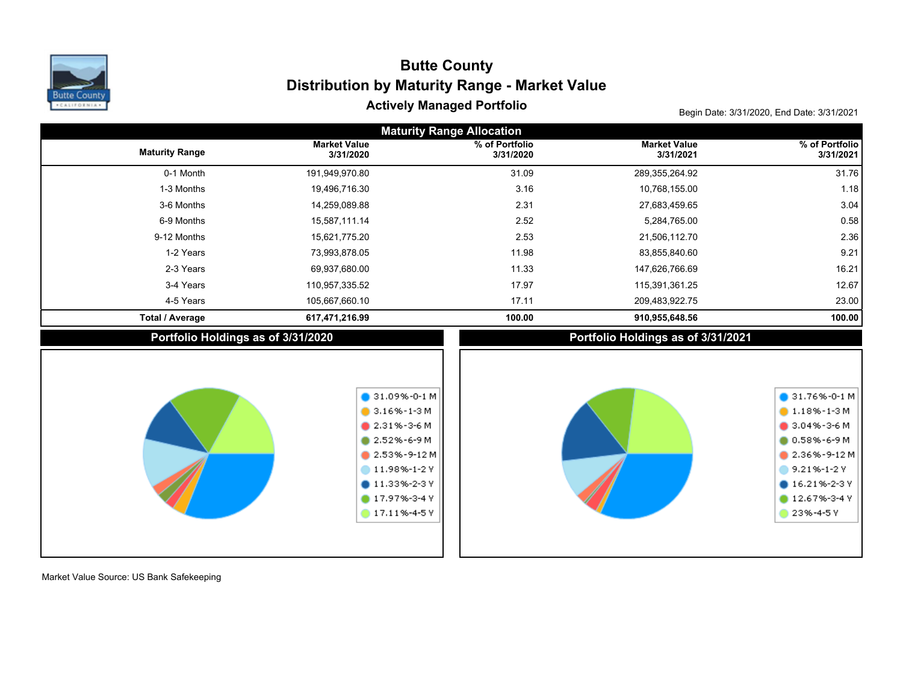# Butte County

## Distribution by Maturity Range - Market Value

### Actively Managed Portfolio

Begin Date: 3/31/2020, End Date: 3/31/2021

**Maturity Range Allocation**

| Maturity Range | Market Value 3/31/2020 | % of Portfolio 3/31/2020 | Market Value 3/31/2021 | % of Portfolio 3/31/2021 |
|---|---|---|---|---|
| 0-1 Month | 191,949,970.80 | 31.09 | 289,355,264.92 | 31.76 |
| 1-3 Months | 19,496,716.30 | 3.16 | 10,768,155.00 | 1.18 |
| 3-6 Months | 14,259,089.88 | 2.31 | 27,683,459.65 | 3.04 |
| 6-9 Months | 15,587,111.14 | 2.52 | 5,284,765.00 | 0.58 |
| 9-12 Months | 15,621,775.20 | 2.53 | 21,506,112.70 | 2.36 |
| 1-2 Years | 73,993,878.05 | 11.98 | 83,855,840.60 | 9.21 |
| 2-3 Years | 69,937,680.00 | 11.33 | 147,626,766.69 | 16.21 |
| 3-4 Years | 110,957,335.52 | 17.97 | 115,391,361.25 | 12.67 |
| 4-5 Years | 105,667,660.10 | 17.11 | 209,483,922.75 | 23.00 |
| **Total / Average** | **617,471,216.99** | **100.00** | **910,955,648.56** | **100.00** |

**Portfolio Holdings as of 3/31/2020**

- 31.09%-0-1 M
- 3.16%-1-3 M
- 2.31%-3-6 M
- 2.52%-6-9 M
- 2.53%-9-12 M
- 11.98%-1-2 Y
- 11.33%-2-3 Y
- 17.97%-3-4 Y
- 17.11%-4-5 Y

**Portfolio Holdings as of 3/31/2021**

- 31.76%-0-1 M
- 1.18%-1-3 M
- 3.04%-3-6 M
- 0.58%-6-9 M
- 2.36%-9-12 M
- 9.21%-1-2 Y
- 16.21%-2-3 Y
- 12.67%-3-4 Y
- 23%-4-5 Y

Market Value Source: US Bank Safekeeping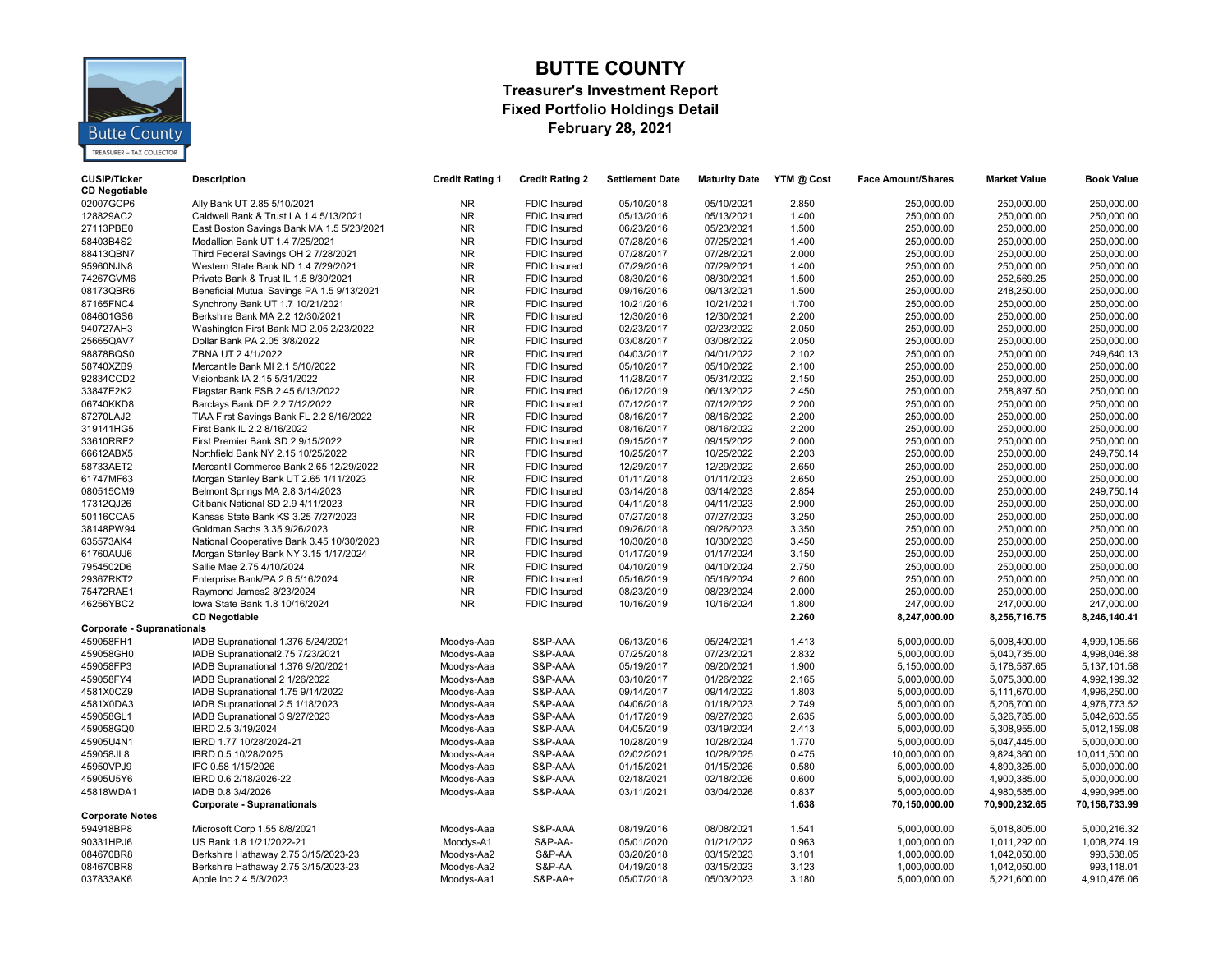# BUTTE COUNTY

## Treasurer's Investment Report
## Fixed Portfolio Holdings Detail
## February 28, 2021

| CUSIP/Ticker | Description | Credit Rating 1 | Credit Rating 2 | Settlement Date | Maturity Date | YTM @ Cost | Face Amount/Shares | Market Value | Book Value |
|---|---|---|---|---|---|---|---|---|---|
| **CD Negotiable** | | | | | | | | | |
| 02007GCP6 | Ally Bank UT 2.85 5/10/2021 | NR | FDIC Insured | 05/10/2018 | 05/10/2021 | 2.850 | 250,000.00 | 250,000.00 | 250,000.00 |
| 128829AC2 | Caldwell Bank & Trust LA 1.4 5/13/2021 | NR | FDIC Insured | 05/13/2016 | 05/13/2021 | 1.400 | 250,000.00 | 250,000.00 | 250,000.00 |
| 27113PBE0 | East Boston Savings Bank MA 1.5 5/23/2021 | NR | FDIC Insured | 06/23/2016 | 05/23/2021 | 1.500 | 250,000.00 | 250,000.00 | 250,000.00 |
| 58403B4S2 | Medallion Bank UT 1.4 7/25/2021 | NR | FDIC Insured | 07/28/2016 | 07/25/2021 | 1.400 | 250,000.00 | 250,000.00 | 250,000.00 |
| 88413QBN7 | Third Federal Savings OH 2 7/28/2021 | NR | FDIC Insured | 07/28/2017 | 07/28/2021 | 2.000 | 250,000.00 | 250,000.00 | 250,000.00 |
| 95960NJN8 | Western State Bank ND 1.4 7/29/2021 | NR | FDIC Insured | 07/29/2016 | 07/29/2021 | 1.400 | 250,000.00 | 250,000.00 | 250,000.00 |
| 74267GVM6 | Private Bank & Trust IL 1.5 8/30/2021 | NR | FDIC Insured | 08/30/2016 | 08/30/2021 | 1.500 | 250,000.00 | 252,569.25 | 250,000.00 |
| 08173QBR6 | Beneficial Mutual Savings PA 1.5 9/13/2021 | NR | FDIC Insured | 09/16/2016 | 09/13/2021 | 1.500 | 250,000.00 | 248,250.00 | 250,000.00 |
| 87165FNC4 | Synchrony Bank UT 1.7 10/21/2021 | NR | FDIC Insured | 10/21/2016 | 10/21/2021 | 1.700 | 250,000.00 | 250,000.00 | 250,000.00 |
| 084601GS6 | Berkshire Bank MA 2.2 12/30/2021 | NR | FDIC Insured | 12/30/2016 | 12/30/2021 | 2.200 | 250,000.00 | 250,000.00 | 250,000.00 |
| 940727AH3 | Washington First Bank MD 2.05 2/23/2022 | NR | FDIC Insured | 02/23/2017 | 02/23/2022 | 2.050 | 250,000.00 | 250,000.00 | 250,000.00 |
| 25665QAV7 | Dollar Bank PA 2.05 3/8/2022 | NR | FDIC Insured | 03/08/2017 | 03/08/2022 | 2.050 | 250,000.00 | 250,000.00 | 250,000.00 |
| 98878BQS0 | ZBNA UT 2 4/1/2022 | NR | FDIC Insured | 04/03/2017 | 04/01/2022 | 2.102 | 250,000.00 | 250,000.00 | 249,640.13 |
| 58740XZB9 | Mercantile Bank MI 2.1 5/10/2022 | NR | FDIC Insured | 05/10/2017 | 05/10/2022 | 2.100 | 250,000.00 | 250,000.00 | 250,000.00 |
| 92834CCD2 | Visionbank IA 2.15 5/31/2022 | NR | FDIC Insured | 11/28/2017 | 05/31/2022 | 2.150 | 250,000.00 | 250,000.00 | 250,000.00 |
| 33847E2K2 | Flagstar Bank FSB 2.45 6/13/2022 | NR | FDIC Insured | 06/12/2019 | 06/13/2022 | 2.450 | 250,000.00 | 258,897.50 | 250,000.00 |
| 06740KKD8 | Barclays Bank DE 2.2 7/12/2022 | NR | FDIC Insured | 07/12/2017 | 07/12/2022 | 2.200 | 250,000.00 | 250,000.00 | 250,000.00 |
| 87270LAJ2 | TIAA First Savings Bank FL 2.2 8/16/2022 | NR | FDIC Insured | 08/16/2017 | 08/16/2022 | 2.200 | 250,000.00 | 250,000.00 | 250,000.00 |
| 319141HG5 | First Bank IL 2.2 8/16/2022 | NR | FDIC Insured | 08/16/2017 | 08/16/2022 | 2.200 | 250,000.00 | 250,000.00 | 250,000.00 |
| 33610RRF2 | First Premier Bank SD 2 9/15/2022 | NR | FDIC Insured | 09/15/2017 | 09/15/2022 | 2.000 | 250,000.00 | 250,000.00 | 250,000.00 |
| 66612ABX5 | Northfield Bank NY 2.15 10/25/2022 | NR | FDIC Insured | 10/25/2017 | 10/25/2022 | 2.203 | 250,000.00 | 250,000.00 | 249,750.14 |
| 58733AET2 | Mercantil Commerce Bank 2.65 12/29/2022 | NR | FDIC Insured | 12/29/2017 | 12/29/2022 | 2.650 | 250,000.00 | 250,000.00 | 250,000.00 |
| 61747MF63 | Morgan Stanley Bank UT 2.65 1/11/2023 | NR | FDIC Insured | 01/11/2018 | 01/11/2023 | 2.650 | 250,000.00 | 250,000.00 | 250,000.00 |
| 080515CM9 | Belmont Springs MA 2.8 3/14/2023 | NR | FDIC Insured | 03/14/2018 | 03/14/2023 | 2.854 | 250,000.00 | 250,000.00 | 249,750.14 |
| 17312QJ26 | Citibank National SD 2.9 4/11/2023 | NR | FDIC Insured | 04/11/2018 | 04/11/2023 | 2.900 | 250,000.00 | 250,000.00 | 250,000.00 |
| 50116CCA5 | Kansas State Bank KS 3.25 7/27/2023 | NR | FDIC Insured | 07/27/2018 | 07/27/2023 | 3.250 | 250,000.00 | 250,000.00 | 250,000.00 |
| 38148PW94 | Goldman Sachs 3.35 9/26/2023 | NR | FDIC Insured | 09/26/2018 | 09/26/2023 | 3.350 | 250,000.00 | 250,000.00 | 250,000.00 |
| 635573AK4 | National Cooperative Bank 3.45 10/30/2023 | NR | FDIC Insured | 10/30/2018 | 10/30/2023 | 3.450 | 250,000.00 | 250,000.00 | 250,000.00 |
| 61760AUJ6 | Morgan Stanley Bank NY 3.15 1/17/2024 | NR | FDIC Insured | 01/17/2019 | 01/17/2024 | 3.150 | 250,000.00 | 250,000.00 | 250,000.00 |
| 7954502D6 | Sallie Mae 2.75 4/10/2024 | NR | FDIC Insured | 04/10/2019 | 04/10/2024 | 2.750 | 250,000.00 | 250,000.00 | 250,000.00 |
| 29367RKT2 | Enterprise Bank/PA 2.6 5/16/2024 | NR | FDIC Insured | 05/16/2019 | 05/16/2024 | 2.600 | 250,000.00 | 250,000.00 | 250,000.00 |
| 75472RAE1 | Raymond James2 8/23/2024 | NR | FDIC Insured | 08/23/2019 | 08/23/2024 | 2.000 | 250,000.00 | 250,000.00 | 250,000.00 |
| 46256YBC2 | Iowa State Bank 1.8 10/16/2024 | NR | FDIC Insured | 10/16/2019 | 10/16/2024 | 1.800 | 247,000.00 | 247,000.00 | 247,000.00 |
| | **CD Negotiable** | | | | | **2.260** | **8,247,000.00** | **8,256,716.75** | **8,246,140.41** |
| **Corporate - Supranationals** | | | | | | | | | |
| 459058FH1 | IADB Supranational 1.376 5/24/2021 | Moodys-Aaa | S&P-AAA | 06/13/2016 | 05/24/2021 | 1.413 | 5,000,000.00 | 5,008,400.00 | 4,999,105.56 |
| 459058GH0 | IADB Supranational2.75 7/23/2021 | Moodys-Aaa | S&P-AAA | 07/25/2018 | 07/23/2021 | 2.832 | 5,000,000.00 | 5,040,735.00 | 4,998,046.38 |
| 459058FP3 | IADB Supranational 1.376 9/20/2021 | Moodys-Aaa | S&P-AAA | 05/19/2017 | 09/20/2021 | 1.900 | 5,150,000.00 | 5,178,587.65 | 5,137,101.58 |
| 459058FY4 | IADB Supranational 2 1/26/2022 | Moodys-Aaa | S&P-AAA | 03/10/2017 | 01/26/2022 | 2.165 | 5,000,000.00 | 5,075,300.00 | 4,992,199.32 |
| 4581X0CZ9 | IADB Supranational 1.75 9/14/2022 | Moodys-Aaa | S&P-AAA | 09/14/2017 | 09/14/2022 | 1.803 | 5,000,000.00 | 5,111,670.00 | 4,996,250.00 |
| 4581X0DA3 | IADB Supranational 2.5 1/18/2023 | Moodys-Aaa | S&P-AAA | 04/06/2018 | 01/18/2023 | 2.749 | 5,000,000.00 | 5,206,700.00 | 4,976,773.52 |
| 459058GL1 | IADB Supranational 3 9/27/2023 | Moodys-Aaa | S&P-AAA | 01/17/2019 | 09/27/2023 | 2.635 | 5,000,000.00 | 5,326,785.00 | 5,042,603.55 |
| 459058GQ0 | IBRD 2.5 3/19/2024 | Moodys-Aaa | S&P-AAA | 04/05/2019 | 03/19/2024 | 2.413 | 5,000,000.00 | 5,308,955.00 | 5,012,159.08 |
| 45905U4N1 | IBRD 1.77 10/28/2024-21 | Moodys-Aaa | S&P-AAA | 10/28/2019 | 10/28/2024 | 1.770 | 5,000,000.00 | 5,047,445.00 | 5,000,000.00 |
| 459058JL8 | IBRD 0.5 10/28/2025 | Moodys-Aaa | S&P-AAA | 02/02/2021 | 10/28/2025 | 0.475 | 10,000,000.00 | 9,824,360.00 | 10,011,500.00 |
| 45950VPJ9 | IFC 0.58 1/15/2026 | Moodys-Aaa | S&P-AAA | 01/15/2021 | 01/15/2026 | 0.580 | 5,000,000.00 | 4,890,325.00 | 5,000,000.00 |
| 45905U5Y6 | IBRD 0.6 2/18/2026-22 | Moodys-Aaa | S&P-AAA | 02/18/2021 | 02/18/2026 | 0.600 | 5,000,000.00 | 4,900,385.00 | 5,000,000.00 |
| 45818WDA1 | IADB 0.8 3/4/2026 | Moodys-Aaa | S&P-AAA | 03/11/2021 | 03/04/2026 | 0.837 | 5,000,000.00 | 4,980,585.00 | 4,990,995.00 |
| | **Corporate - Supranationals** | | | | | **1.638** | **70,150,000.00** | **70,900,232.65** | **70,156,733.99** |
| **Corporate Notes** | | | | | | | | | |
| 594918BP8 | Microsoft Corp 1.55 8/8/2021 | Moodys-Aaa | S&P-AAA | 08/19/2016 | 08/08/2021 | 1.541 | 5,000,000.00 | 5,018,805.00 | 5,000,216.32 |
| 90331HPJ6 | US Bank 1.8 1/21/2022-21 | Moodys-A1 | S&P-AA- | 05/01/2020 | 01/21/2022 | 0.963 | 1,000,000.00 | 1,011,292.00 | 1,008,274.19 |
| 084670BR8 | Berkshire Hathaway 2.75 3/15/2023-23 | Moodys-Aa2 | S&P-AA | 03/20/2018 | 03/15/2023 | 3.101 | 1,000,000.00 | 1,042,050.00 | 993,538.05 |
| 084670BR8 | Berkshire Hathaway 2.75 3/15/2023-23 | Moodys-Aa2 | S&P-AA | 04/19/2018 | 03/15/2023 | 3.123 | 1,000,000.00 | 1,042,050.00 | 993,118.01 |
| 037833AK6 | Apple Inc 2.4 5/3/2023 | Moodys-Aa1 | S&P-AA+ | 05/07/2018 | 05/03/2023 | 3.180 | 5,000,000.00 | 5,221,600.00 | 4,910,476.06 |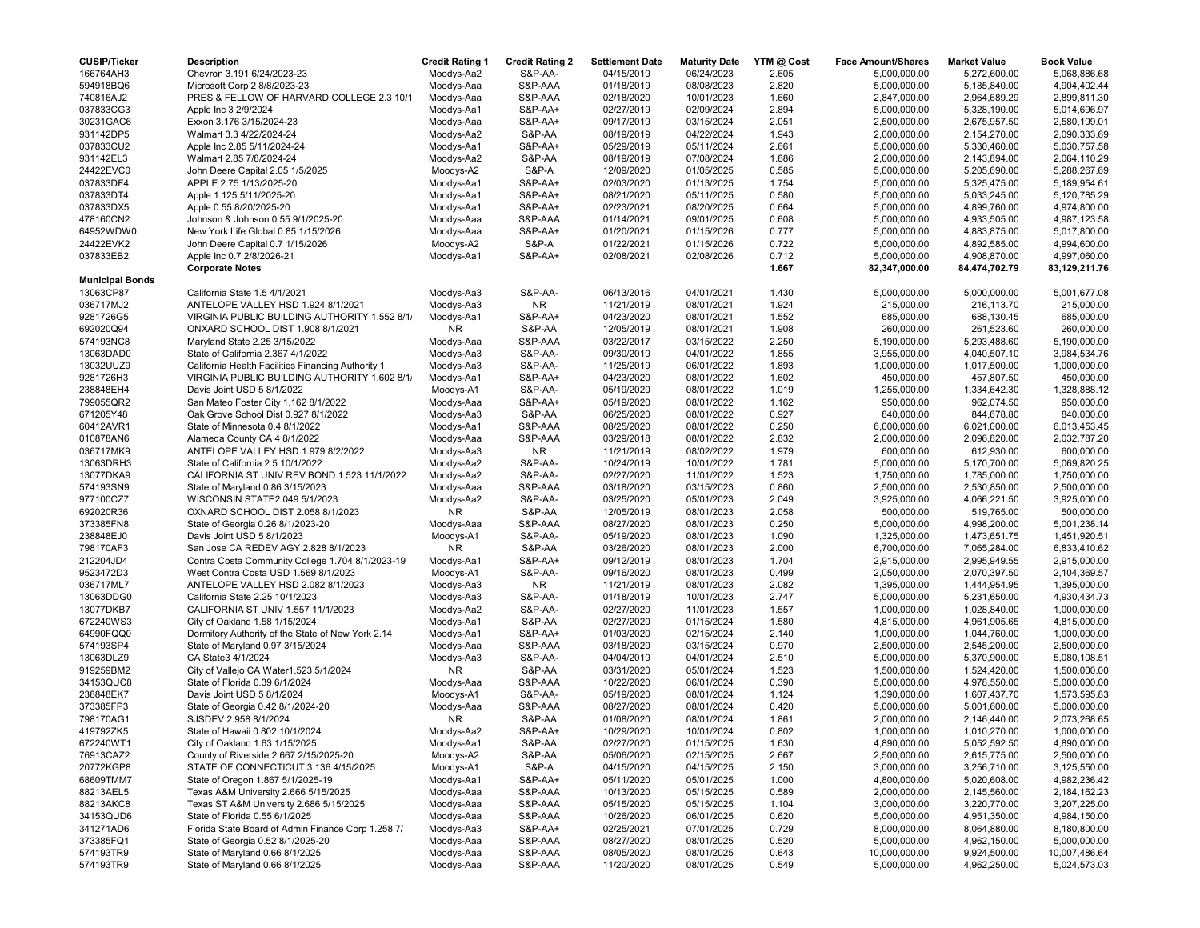| CUSIP/Ticker | Description | Credit Rating 1 | Credit Rating 2 | Settlement Date | Maturity Date | YTM @ Cost | Face Amount/Shares | Market Value | Book Value |
|---|---|---|---|---|---|---|---|---|---|
| 166764AH3 | Chevron 3.191 6/24/2023-23 | Moodys-Aa2 | S&P-AA- | 04/15/2019 | 06/24/2023 | 2.605 | 5,000,000.00 | 5,272,600.00 | 5,068,886.68 |
| 594918BQ6 | Microsoft Corp 2 8/8/2023-23 | Moodys-Aaa | S&P-AAA | 01/18/2019 | 08/08/2023 | 2.820 | 5,000,000.00 | 5,185,840.00 | 4,904,402.44 |
| 740816AJ2 | PRES & FELLOW OF HARVARD COLLEGE 2.3 10/1 | Moodys-Aaa | S&P-AAA | 02/18/2020 | 10/01/2023 | 1.660 | 2,847,000.00 | 2,964,689.29 | 2,899,811.30 |
| 037833CG3 | Apple Inc 3 2/9/2024 | Moodys-Aa1 | S&P-AA+ | 02/27/2019 | 02/09/2024 | 2.894 | 5,000,000.00 | 5,328,190.00 | 5,014,696.97 |
| 30231GAC6 | Exxon 3.176 3/15/2024-23 | Moodys-Aaa | S&P-AA+ | 09/17/2019 | 03/15/2024 | 2.051 | 2,500,000.00 | 2,675,957.50 | 2,580,199.01 |
| 931142DP5 | Walmart 3.3 4/22/2024-24 | Moodys-Aa2 | S&P-AA | 08/19/2019 | 04/22/2024 | 1.943 | 2,000,000.00 | 2,154,270.00 | 2,090,333.69 |
| 037833CU2 | Apple Inc 2.85 5/11/2024-24 | Moodys-Aa1 | S&P-AA+ | 05/29/2019 | 05/11/2024 | 2.661 | 5,000,000.00 | 5,330,460.00 | 5,030,757.58 |
| 931142EL3 | Walmart 2.85 7/8/2024-24 | Moodys-Aa2 | S&P-AA | 08/19/2019 | 07/08/2024 | 1.886 | 2,000,000.00 | 2,143,894.00 | 2,064,110.29 |
| 24422EVC0 | John Deere Capital 2.05 1/5/2025 | Moodys-A2 | S&P-A | 12/09/2020 | 01/05/2025 | 0.585 | 5,000,000.00 | 5,205,690.00 | 5,288,267.69 |
| 037833DF4 | APPLE 2.75 1/13/2025-20 | Moodys-Aa1 | S&P-AA+ | 02/03/2020 | 01/13/2025 | 1.754 | 5,000,000.00 | 5,325,475.00 | 5,189,954.61 |
| 037833DT4 | Apple 1.125 5/11/2025-20 | Moodys-Aa1 | S&P-AA+ | 08/21/2020 | 05/11/2025 | 0.580 | 5,000,000.00 | 5,033,245.00 | 5,120,785.29 |
| 037833DX5 | Apple 0.55 8/20/2025-20 | Moodys-Aa1 | S&P-AA+ | 02/23/2021 | 08/20/2025 | 0.664 | 5,000,000.00 | 4,899,760.00 | 4,974,800.00 |
| 478160CN2 | Johnson & Johnson 0.55 9/1/2025-20 | Moodys-Aaa | S&P-AAA | 01/14/2021 | 09/01/2025 | 0.608 | 5,000,000.00 | 4,933,505.00 | 4,987,123.58 |
| 64952WDW0 | New York Life Global 0.85 1/15/2026 | Moodys-Aaa | S&P-AA+ | 01/20/2021 | 01/15/2026 | 0.777 | 5,000,000.00 | 4,883,875.00 | 5,017,800.00 |
| 24422EVK2 | John Deere Capital 0.7 1/15/2026 | Moodys-A2 | S&P-A | 01/22/2021 | 01/15/2026 | 0.722 | 5,000,000.00 | 4,892,585.00 | 4,994,600.00 |
| 037833EB2 | Apple Inc 0.7 2/8/2026-21 | Moodys-Aa1 | S&P-AA+ | 02/08/2021 | 02/08/2026 | 0.712 | 5,000,000.00 | 4,908,870.00 | 4,997,060.00 |
| | **Corporate Notes** | | | | | **1.667** | **82,347,000.00** | **84,474,702.79** | **83,129,211.76** |
| **Municipal Bonds** | | | | | | | | | |
| 13063CP87 | California State 1.5 4/1/2021 | Moodys-Aa3 | S&P-AA- | 06/13/2016 | 04/01/2021 | 1.430 | 5,000,000.00 | 5,000,000.00 | 5,001,677.08 |
| 036717MJ2 | ANTELOPE VALLEY HSD 1.924 8/1/2021 | Moodys-Aa3 | NR | 11/21/2019 | 08/01/2021 | 1.924 | 215,000.00 | 216,113.70 | 215,000.00 |
| 9281726G5 | VIRGINIA PUBLIC BUILDING AUTHORITY 1.552 8/1/ | Moodys-Aa1 | S&P-AA+ | 04/23/2020 | 08/01/2021 | 1.552 | 685,000.00 | 688,130.45 | 685,000.00 |
| 692020Q94 | ONXARD SCHOOL DIST 1.908 8/1/2021 | NR | S&P-AA | 12/05/2019 | 08/01/2021 | 1.908 | 260,000.00 | 261,523.60 | 260,000.00 |
| 574193NC8 | Maryland State 2.25 3/15/2022 | Moodys-Aaa | S&P-AAA | 03/22/2017 | 03/15/2022 | 2.250 | 5,190,000.00 | 5,293,488.60 | 5,190,000.00 |
| 13063DAD0 | State of California 2.367 4/1/2022 | Moodys-Aa3 | S&P-AA- | 09/30/2019 | 04/01/2022 | 1.855 | 3,955,000.00 | 4,040,507.10 | 3,984,534.76 |
| 13032UUZ9 | California Health Facilities Financing Authority 1 | Moodys-Aa3 | S&P-AA- | 11/25/2019 | 06/01/2022 | 1.893 | 1,000,000.00 | 1,017,500.00 | 1,000,000.00 |
| 9281726H3 | VIRGINIA PUBLIC BUILDING AUTHORITY 1.602 8/1/ | Moodys-Aa1 | S&P-AA+ | 04/23/2020 | 08/01/2022 | 1.602 | 450,000.00 | 457,807.50 | 450,000.00 |
| 238848EH4 | Davis Joint USD 5 8/1/2022 | Moodys-A1 | S&P-AA- | 05/19/2020 | 08/01/2022 | 1.019 | 1,255,000.00 | 1,334,642.30 | 1,328,888.12 |
| 799055QR2 | San Mateo Foster City 1.162 8/1/2022 | Moodys-Aaa | S&P-AA+ | 05/19/2020 | 08/01/2022 | 1.162 | 950,000.00 | 962,074.50 | 950,000.00 |
| 671205Y48 | Oak Grove School Dist 0.927 8/1/2022 | Moodys-Aa3 | S&P-AA | 06/25/2020 | 08/01/2022 | 0.927 | 840,000.00 | 844,678.80 | 840,000.00 |
| 60412AVR1 | State of Minnesota 0.4 8/1/2022 | Moodys-Aa1 | S&P-AAA | 08/25/2020 | 08/01/2022 | 0.250 | 6,000,000.00 | 6,021,000.00 | 6,013,453.45 |
| 010878AN6 | Alameda County CA 4 8/1/2022 | Moodys-Aaa | S&P-AAA | 03/29/2018 | 08/01/2022 | 2.832 | 2,000,000.00 | 2,096,820.00 | 2,032,787.20 |
| 036717MK9 | ANTELOPE VALLEY HSD 1.979 8/2/2022 | Moodys-Aa3 | NR | 11/21/2019 | 08/02/2022 | 1.979 | 600,000.00 | 612,930.00 | 600,000.00 |
| 13063DRH3 | State of California 2.5 10/1/2022 | Moodys-Aa2 | S&P-AA- | 10/24/2019 | 10/01/2022 | 1.781 | 5,000,000.00 | 5,170,700.00 | 5,069,820.25 |
| 13077DKA9 | CALIFORNIA ST UNIV REV BOND 1.523 11/1/2022 | Moodys-Aa2 | S&P-AA- | 02/27/2020 | 11/01/2022 | 1.523 | 1,750,000.00 | 1,785,000.00 | 1,750,000.00 |
| 574193SN9 | State of Maryland 0.86 3/15/2023 | Moodys-Aaa | S&P-AAA | 03/18/2020 | 03/15/2023 | 0.860 | 2,500,000.00 | 2,530,850.00 | 2,500,000.00 |
| 977100CZ7 | WISCONSIN STATE2.049 5/1/2023 | Moodys-Aa2 | S&P-AA- | 03/25/2020 | 05/01/2023 | 2.049 | 3,925,000.00 | 4,066,221.50 | 3,925,000.00 |
| 692020R36 | OXNARD SCHOOL DIST 2.058 8/1/2023 | NR | S&P-AA | 12/05/2019 | 08/01/2023 | 2.058 | 500,000.00 | 519,765.00 | 500,000.00 |
| 373385FN8 | State of Georgia 0.26 8/1/2023-20 | Moodys-Aaa | S&P-AAA | 08/27/2020 | 08/01/2023 | 0.250 | 5,000,000.00 | 4,998,200.00 | 5,001,238.14 |
| 238848EJ0 | Davis Joint USD 5 8/1/2023 | Moodys-A1 | S&P-AA- | 05/19/2020 | 08/01/2023 | 1.090 | 1,325,000.00 | 1,473,651.75 | 1,451,920.51 |
| 798170AF3 | San Jose CA REDEV AGY 2.828 8/1/2023 | NR | S&P-AA | 03/26/2020 | 08/01/2023 | 2.000 | 6,700,000.00 | 7,065,284.00 | 6,833,410.62 |
| 212204JD4 | Contra Costa Community College 1.704 8/1/2023-19 | Moodys-Aa1 | S&P-AA+ | 09/12/2019 | 08/01/2023 | 1.704 | 2,915,000.00 | 2,995,949.55 | 2,915,000.00 |
| 9523472D3 | West Contra Costa USD 1.569 8/1/2023 | Moodys-A1 | S&P-AA- | 09/16/2020 | 08/01/2023 | 0.499 | 2,050,000.00 | 2,070,397.50 | 2,104,369.57 |
| 036717ML7 | ANTELOPE VALLEY HSD 2.082 8/1/2023 | Moodys-Aa3 | NR | 11/21/2019 | 08/01/2023 | 2.082 | 1,395,000.00 | 1,444,954.95 | 1,395,000.00 |
| 13063DDG0 | California State 2.25 10/1/2023 | Moodys-Aa3 | S&P-AA- | 01/18/2019 | 10/01/2023 | 2.747 | 5,000,000.00 | 5,231,650.00 | 4,930,434.73 |
| 13077DKB7 | CALIFORNIA ST UNIV 1.557 11/1/2023 | Moodys-Aa2 | S&P-AA- | 02/27/2020 | 11/01/2023 | 1.557 | 1,000,000.00 | 1,028,840.00 | 1,000,000.00 |
| 672240WS3 | City of Oakland 1.58 1/15/2024 | Moodys-Aa1 | S&P-AA | 02/27/2020 | 01/15/2024 | 1.580 | 4,815,000.00 | 4,961,905.65 | 4,815,000.00 |
| 64990FQQ0 | Dormitory Authority of the State of New York 2.14 | Moodys-Aa1 | S&P-AA+ | 01/03/2020 | 02/15/2024 | 2.140 | 1,000,000.00 | 1,044,760.00 | 1,000,000.00 |
| 574193SP4 | State of Maryland 0.97 3/15/2024 | Moodys-Aaa | S&P-AAA | 03/18/2020 | 03/15/2024 | 0.970 | 2,500,000.00 | 2,545,200.00 | 2,500,000.00 |
| 13063DLZ9 | CA State3 4/1/2024 | Moodys-Aa3 | S&P-AA- | 04/04/2019 | 04/01/2024 | 2.510 | 5,000,000.00 | 5,370,900.00 | 5,080,108.51 |
| 919259BM2 | City of Vallejo CA Water1.523 5/1/2024 | NR | S&P-AA | 03/31/2020 | 05/01/2024 | 1.523 | 1,500,000.00 | 1,524,420.00 | 1,500,000.00 |
| 34153QUC8 | State of Florida 0.39 6/1/2024 | Moodys-Aaa | S&P-AAA | 10/22/2020 | 06/01/2024 | 0.390 | 5,000,000.00 | 4,978,550.00 | 5,000,000.00 |
| 238848EK7 | Davis Joint USD 5 8/1/2024 | Moodys-A1 | S&P-AA- | 05/19/2020 | 08/01/2024 | 1.124 | 1,390,000.00 | 1,607,437.70 | 1,573,595.83 |
| 373385FP3 | State of Georgia 0.42 8/1/2024-20 | Moodys-Aaa | S&P-AAA | 08/27/2020 | 08/01/2024 | 0.420 | 5,000,000.00 | 5,001,600.00 | 5,000,000.00 |
| 798170AG1 | SJSDEV 2.958 8/1/2024 | NR | S&P-AA | 01/08/2020 | 08/01/2024 | 1.861 | 2,000,000.00 | 2,146,440.00 | 2,073,268.65 |
| 419792ZK5 | State of Hawaii 0.802 10/1/2024 | Moodys-Aa2 | S&P-AA+ | 10/29/2020 | 10/01/2024 | 0.802 | 1,000,000.00 | 1,010,270.00 | 1,000,000.00 |
| 672240WT1 | City of Oakland 1.63 1/15/2025 | Moodys-Aa1 | S&P-AA | 02/27/2020 | 01/15/2025 | 1.630 | 4,890,000.00 | 5,052,592.50 | 4,890,000.00 |
| 76913CAZ2 | County of Riverside 2.667 2/15/2025-20 | Moodys-A2 | S&P-AA | 05/06/2020 | 02/15/2025 | 2.667 | 2,500,000.00 | 2,615,775.00 | 2,500,000.00 |
| 20772KGP8 | STATE OF CONNECTICUT 3.136 4/15/2025 | Moodys-A1 | S&P-A | 04/15/2020 | 04/15/2025 | 2.150 | 3,000,000.00 | 3,256,710.00 | 3,125,550.00 |
| 68609TMM7 | State of Oregon 1.867 5/1/2025-19 | Moodys-Aa1 | S&P-AA+ | 05/11/2020 | 05/01/2025 | 1.000 | 4,800,000.00 | 5,020,608.00 | 4,982,236.42 |
| 88213AEL5 | Texas A&M University 2.666 5/15/2025 | Moodys-Aaa | S&P-AAA | 10/13/2020 | 05/15/2025 | 0.589 | 2,000,000.00 | 2,145,560.00 | 2,184,162.23 |
| 88213AKC8 | Texas ST A&M University 2.686 5/15/2025 | Moodys-Aaa | S&P-AAA | 05/15/2020 | 05/15/2025 | 1.104 | 3,000,000.00 | 3,220,770.00 | 3,207,225.00 |
| 34153QUD6 | State of Florida 0.55 6/1/2025 | Moodys-Aaa | S&P-AAA | 10/26/2020 | 06/01/2025 | 0.620 | 5,000,000.00 | 4,951,350.00 | 4,984,150.00 |
| 341271AD6 | Florida State Board of Admin Finance Corp 1.258 7/ | Moodys-Aa3 | S&P-AA+ | 02/25/2021 | 07/01/2025 | 0.729 | 8,000,000.00 | 8,064,880.00 | 8,180,800.00 |
| 373385FQ1 | State of Georgia 0.52 8/1/2025-20 | Moodys-Aaa | S&P-AAA | 08/27/2020 | 08/01/2025 | 0.520 | 5,000,000.00 | 4,962,150.00 | 5,000,000.00 |
| 574193TR9 | State of Maryland 0.66 8/1/2025 | Moodys-Aaa | S&P-AAA | 08/05/2020 | 08/01/2025 | 0.643 | 10,000,000.00 | 9,924,500.00 | 10,007,486.64 |
| 574193TR9 | State of Maryland 0.66 8/1/2025 | Moodys-Aaa | S&P-AAA | 11/20/2020 | 08/01/2025 | 0.549 | 5,000,000.00 | 4,962,250.00 | 5,024,573.03 |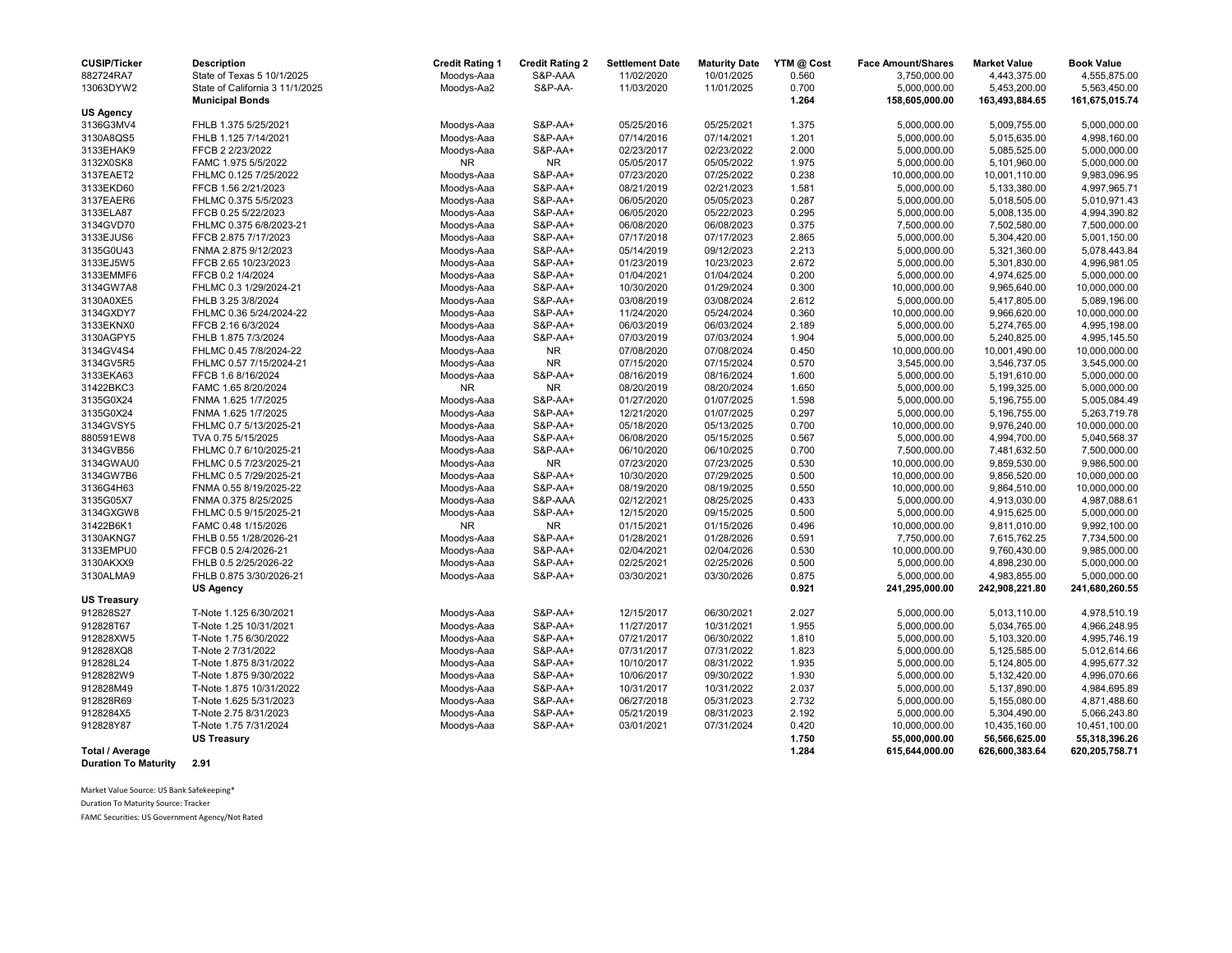| CUSIP/Ticker | Description | Credit Rating 1 | Credit Rating 2 | Settlement Date | Maturity Date | YTM @ Cost | Face Amount/Shares | Market Value | Book Value |
|---|---|---|---|---|---|---|---|---|---|
| 882724RA7 | State of Texas 5 10/1/2025 | Moodys-Aaa | S&P-AAA | 11/02/2020 | 10/01/2025 | 0.560 | 3,750,000.00 | 4,443,375.00 | 4,555,875.00 |
| 13063DYW2 | State of California 3 11/1/2025 | Moodys-Aa2 | S&P-AA- | 11/03/2020 | 11/01/2025 | 0.700 | 5,000,000.00 | 5,453,200.00 | 5,563,450.00 |
| | **Municipal Bonds** | | | | | **1.264** | **158,605,000.00** | **163,493,884.65** | **161,675,015.74** |
| **US Agency** | | | | | | | | | |
| 3136G3MV4 | FHLB 1.375 5/25/2021 | Moodys-Aaa | S&P-AA+ | 05/25/2016 | 05/25/2021 | 1.375 | 5,000,000.00 | 5,009,755.00 | 5,000,000.00 |
| 3130A8QS5 | FHLB 1.125 7/14/2021 | Moodys-Aaa | S&P-AA+ | 07/14/2016 | 07/14/2021 | 1.201 | 5,000,000.00 | 5,015,635.00 | 4,998,160.00 |
| 3133EHAK9 | FFCB 2 2/23/2022 | Moodys-Aaa | S&P-AA+ | 02/23/2017 | 02/23/2022 | 2.000 | 5,000,000.00 | 5,085,525.00 | 5,000,000.00 |
| 3132X0SK8 | FAMC 1.975 5/5/2022 | NR | NR | 05/05/2017 | 05/05/2022 | 1.975 | 5,000,000.00 | 5,101,960.00 | 5,000,000.00 |
| 3137EAET2 | FHLMC 0.125 7/25/2022 | Moodys-Aaa | S&P-AA+ | 07/23/2020 | 07/25/2022 | 0.238 | 10,000,000.00 | 10,001,110.00 | 9,983,096.95 |
| 3133EKD60 | FFCB 1.56 2/21/2023 | Moodys-Aaa | S&P-AA+ | 08/21/2019 | 02/21/2023 | 1.581 | 5,000,000.00 | 5,133,380.00 | 4,997,965.71 |
| 3137EAER6 | FHLMC 0.375 5/5/2023 | Moodys-Aaa | S&P-AA+ | 06/05/2020 | 05/05/2023 | 0.287 | 5,000,000.00 | 5,018,505.00 | 5,010,971.43 |
| 3133ELA87 | FFCB 0.25 5/22/2023 | Moodys-Aaa | S&P-AA+ | 06/05/2020 | 05/22/2023 | 0.295 | 5,000,000.00 | 5,008,135.00 | 4,994,390.82 |
| 3134GVD70 | FHLMC 0.375 6/8/2023-21 | Moodys-Aaa | S&P-AA+ | 06/08/2020 | 06/08/2023 | 0.375 | 7,500,000.00 | 7,502,580.00 | 7,500,000.00 |
| 3133EJUS6 | FFCB 2.875 7/17/2023 | Moodys-Aaa | S&P-AA+ | 07/17/2018 | 07/17/2023 | 2.865 | 5,000,000.00 | 5,304,420.00 | 5,001,150.00 |
| 3135G0U43 | FNMA 2.875 9/12/2023 | Moodys-Aaa | S&P-AA+ | 05/14/2019 | 09/12/2023 | 2.213 | 5,000,000.00 | 5,321,360.00 | 5,078,443.84 |
| 3133EJ5W5 | FFCB 2.65 10/23/2023 | Moodys-Aaa | S&P-AA+ | 01/23/2019 | 10/23/2023 | 2.672 | 5,000,000.00 | 5,301,830.00 | 4,996,981.05 |
| 3133EMMF6 | FFCB 0.2 1/4/2024 | Moodys-Aaa | S&P-AA+ | 01/04/2021 | 01/04/2024 | 0.200 | 5,000,000.00 | 4,974,625.00 | 5,000,000.00 |
| 3134GW7A8 | FHLMC 0.3 1/29/2024-21 | Moodys-Aaa | S&P-AA+ | 10/30/2020 | 01/29/2024 | 0.300 | 10,000,000.00 | 9,965,640.00 | 10,000,000.00 |
| 3130A0XE5 | FHLB 3.25 3/8/2024 | Moodys-Aaa | S&P-AA+ | 03/08/2019 | 03/08/2024 | 2.612 | 5,000,000.00 | 5,417,805.00 | 5,089,196.00 |
| 3134GXDY7 | FHLMC 0.36 5/24/2024-22 | Moodys-Aaa | S&P-AA+ | 11/24/2020 | 05/24/2024 | 0.360 | 10,000,000.00 | 9,966,620.00 | 10,000,000.00 |
| 3133EKNX0 | FFCB 2.16 6/3/2024 | Moodys-Aaa | S&P-AA+ | 06/03/2019 | 06/03/2024 | 2.189 | 5,000,000.00 | 5,274,765.00 | 4,995,198.00 |
| 3130AGPY5 | FHLB 1.875 7/3/2024 | Moodys-Aaa | S&P-AA+ | 07/03/2019 | 07/03/2024 | 1.904 | 5,000,000.00 | 5,240,825.00 | 4,995,145.50 |
| 3134GV4S4 | FHLMC 0.45 7/8/2024-22 | Moodys-Aaa | NR | 07/08/2020 | 07/08/2024 | 0.450 | 10,000,000.00 | 10,001,490.00 | 10,000,000.00 |
| 3134GV5R5 | FHLMC 0.57 7/15/2024-21 | Moodys-Aaa | NR | 07/15/2020 | 07/15/2024 | 0.570 | 3,545,000.00 | 3,546,737.05 | 3,545,000.00 |
| 3133EKA63 | FFCB 1.6 8/16/2024 | Moodys-Aaa | S&P-AA+ | 08/16/2019 | 08/16/2024 | 1.600 | 5,000,000.00 | 5,191,610.00 | 5,000,000.00 |
| 31422BKC3 | FAMC 1.65 8/20/2024 | NR | NR | 08/20/2019 | 08/20/2024 | 1.650 | 5,000,000.00 | 5,199,325.00 | 5,000,000.00 |
| 3135G0X24 | FNMA 1.625 1/7/2025 | Moodys-Aaa | S&P-AA+ | 01/27/2020 | 01/07/2025 | 1.598 | 5,000,000.00 | 5,196,755.00 | 5,005,084.49 |
| 3135G0X24 | FNMA 1.625 1/7/2025 | Moodys-Aaa | S&P-AA+ | 12/21/2020 | 01/07/2025 | 0.297 | 5,000,000.00 | 5,196,755.00 | 5,263,719.78 |
| 3134GVSY5 | FHLMC 0.7 5/13/2025-21 | Moodys-Aaa | S&P-AA+ | 05/18/2020 | 05/13/2025 | 0.700 | 10,000,000.00 | 9,976,240.00 | 10,000,000.00 |
| 880591EW8 | TVA 0.75 5/15/2025 | Moodys-Aaa | S&P-AA+ | 06/08/2020 | 05/15/2025 | 0.567 | 5,000,000.00 | 4,994,700.00 | 5,040,568.37 |
| 3134GVB56 | FHLMC 0.7 6/10/2025-21 | Moodys-Aaa | S&P-AA+ | 06/10/2020 | 06/10/2025 | 0.700 | 7,500,000.00 | 7,481,632.50 | 7,500,000.00 |
| 3134GWAU0 | FHLMC 0.5 7/23/2025-21 | Moodys-Aaa | NR | 07/23/2020 | 07/23/2025 | 0.530 | 10,000,000.00 | 9,859,530.00 | 9,986,500.00 |
| 3134GW7B6 | FHLMC 0.5 7/29/2025-21 | Moodys-Aaa | S&P-AA+ | 10/30/2020 | 07/29/2025 | 0.500 | 10,000,000.00 | 9,856,520.00 | 10,000,000.00 |
| 3136G4H63 | FNMA 0.55 8/19/2025-22 | Moodys-Aaa | S&P-AA+ | 08/19/2020 | 08/19/2025 | 0.550 | 10,000,000.00 | 9,864,510.00 | 10,000,000.00 |
| 3135G05X7 | FNMA 0.375 8/25/2025 | Moodys-Aaa | S&P-AAA | 02/12/2021 | 08/25/2025 | 0.433 | 5,000,000.00 | 4,913,030.00 | 4,987,088.61 |
| 3134GXGW8 | FHLMC 0.5 9/15/2025-21 | Moodys-Aaa | S&P-AA+ | 12/15/2020 | 09/15/2025 | 0.500 | 5,000,000.00 | 4,915,625.00 | 5,000,000.00 |
| 31422B6K1 | FAMC 0.48 1/15/2026 | NR | NR | 01/15/2021 | 01/15/2026 | 0.496 | 10,000,000.00 | 9,811,010.00 | 9,992,100.00 |
| 3130AKNG7 | FHLB 0.55 1/28/2026-21 | Moodys-Aaa | S&P-AA+ | 01/28/2021 | 01/28/2026 | 0.591 | 7,750,000.00 | 7,615,762.25 | 7,734,500.00 |
| 3133EMPU0 | FFCB 0.5 2/4/2026-21 | Moodys-Aaa | S&P-AA+ | 02/04/2021 | 02/04/2026 | 0.530 | 10,000,000.00 | 9,760,430.00 | 9,985,000.00 |
| 3130AKXX9 | FHLB 0.5 2/25/2026-22 | Moodys-Aaa | S&P-AA+ | 02/25/2021 | 02/25/2026 | 0.500 | 5,000,000.00 | 4,898,230.00 | 5,000,000.00 |
| 3130ALMA9 | FHLB 0.875 3/30/2026-21 | Moodys-Aaa | S&P-AA+ | 03/30/2021 | 03/30/2026 | 0.875 | 5,000,000.00 | 4,983,855.00 | 5,000,000.00 |
| | **US Agency** | | | | | **0.921** | **241,295,000.00** | **242,908,221.80** | **241,680,260.55** |
| **US Treasury** | | | | | | | | | |
| 912828S27 | T-Note 1.125 6/30/2021 | Moodys-Aaa | S&P-AA+ | 12/15/2017 | 06/30/2021 | 2.027 | 5,000,000.00 | 5,013,110.00 | 4,978,510.19 |
| 912828T67 | T-Note 1.25 10/31/2021 | Moodys-Aaa | S&P-AA+ | 11/27/2017 | 10/31/2021 | 1.955 | 5,000,000.00 | 5,034,765.00 | 4,966,248.95 |
| 912828XW5 | T-Note 1.75 6/30/2022 | Moodys-Aaa | S&P-AA+ | 07/21/2017 | 06/30/2022 | 1.810 | 5,000,000.00 | 5,103,320.00 | 4,995,746.19 |
| 912828XQ8 | T-Note 2 7/31/2022 | Moodys-Aaa | S&P-AA+ | 07/31/2017 | 07/31/2022 | 1.823 | 5,000,000.00 | 5,125,585.00 | 5,012,614.66 |
| 912828L24 | T-Note 1.875 8/31/2022 | Moodys-Aaa | S&P-AA+ | 10/10/2017 | 08/31/2022 | 1.935 | 5,000,000.00 | 5,124,805.00 | 4,995,677.32 |
| 9128282W9 | T-Note 1.875 9/30/2022 | Moodys-Aaa | S&P-AA+ | 10/06/2017 | 09/30/2022 | 1.930 | 5,000,000.00 | 5,132,420.00 | 4,996,070.66 |
| 912828M49 | T-Note 1.875 10/31/2022 | Moodys-Aaa | S&P-AA+ | 10/31/2017 | 10/31/2022 | 2.037 | 5,000,000.00 | 5,137,890.00 | 4,984,695.89 |
| 912828R69 | T-Note 1.625 5/31/2023 | Moodys-Aaa | S&P-AA+ | 06/27/2018 | 05/31/2023 | 2.732 | 5,000,000.00 | 5,155,080.00 | 4,871,488.60 |
| 9128284X5 | T-Note 2.75 8/31/2023 | Moodys-Aaa | S&P-AA+ | 05/21/2019 | 08/31/2023 | 2.192 | 5,000,000.00 | 5,304,490.00 | 5,066,243.80 |
| 912828Y87 | T-Note 1.75 7/31/2024 | Moodys-Aaa | S&P-AA+ | 03/01/2021 | 07/31/2024 | 0.420 | 10,000,000.00 | 10,435,160.00 | 10,451,100.00 |
| | **US Treasury** | | | | | **1.750** | **55,000,000.00** | **56,566,625.00** | **55,318,396.26** |
| **Total / Average** | | | | | | **1.284** | **615,644,000.00** | **626,600,383.64** | **620,205,758.71** |
| **Duration To Maturity** | **2.91** | | | | | | | | |

Market Value Source: US Bank Safekeeping*

Duration To Maturity Source: Tracker

FAMC Securities: US Government Agency/Not Rated